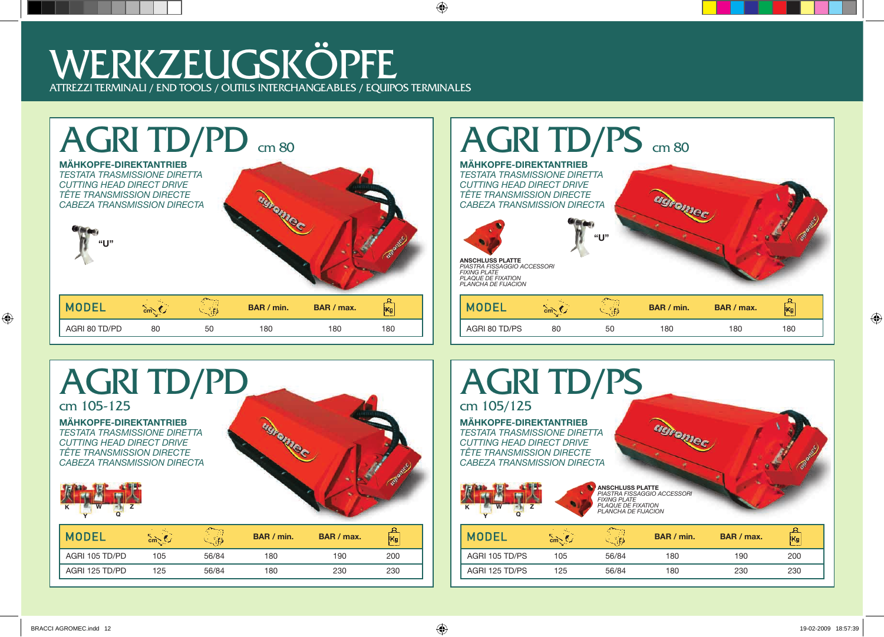# WERKZEUGSKÖPFE

ATTREZZI TERMINALI / END TOOLS / OUTILS INTERCHANGEABLES / EQUIPOS TERMINALES

## AGRI TD/PD cm 80

**MÄHKOPFE-DIREKTANTRIEB**

*TESTATA TRASMISSIONE DIRETTA*
*CUTTING HEAD DIRECT DRIVE*
*TÊTE TRANSMISSION DIRECTE*
*CABEZA TRANSMISSION DIRECTA*

"U"

| MODEL | cm | l | BAR / min. | BAR / max. | Kg |
|---|---|---|---|---|---|
| AGRI 80 TD/PD | 80 | 50 | 180 | 180 | 180 |

## AGRI TD/PS cm 80

**MÄHKOPFE-DIREKTANTRIEB**

*TESTATA TRASMISSIONE DIRETTA*
*CUTTING HEAD DIRECT DRIVE*
*TÊTE TRANSMISSION DIRECTE*
*CABEZA TRANSMISSION DIRECTA*

**ANSCHLUSS PLATTE**
*PIASTRA FISSAGGIO ACCESSORI*
*FIXING PLATE*
*PLAQUE DE FIXATION*
*PLANCHA DE FIJACION*

"U"

| MODEL | cm | l | BAR / min. | BAR / max. | Kg |
|---|---|---|---|---|---|
| AGRI 80 TD/PS | 80 | 50 | 180 | 180 | 180 |

## AGRI TD/PD cm 105-125

**MÄHKOPFE-DIREKTANTRIEB**

*TESTATA TRASMISSIONE DIRETTA*
*CUTTING HEAD DIRECT DRIVE*
*TÊTE TRANSMISSION DIRECTE*
*CABEZA TRANSMISSION DIRECTA*

K Y W Q Z

| MODEL | cm | l | BAR / min. | BAR / max. | Kg |
|---|---|---|---|---|---|
| AGRI 105 TD/PD | 105 | 56/84 | 180 | 190 | 200 |
| AGRI 125 TD/PD | 125 | 56/84 | 180 | 230 | 230 |

## AGRI TD/PS cm 105/125

**MÄHKOPFE-DIREKTANTRIEB**

*TESTATA TRASMISSIONE DIRETTA*
*CUTTING HEAD DIRECT DRIVE*
*TÊTE TRANSMISSION DIRECTE*
*CABEZA TRANSMISSION DIRECTA*

K Y W Q Z

**ANSCHLUSS PLATTE**
*PIASTRA FISSAGGIO ACCESSORI*
*FIXING PLATE*
*PLAQUE DE FIXATION*
*PLANCHA DE FIJACION*

| MODEL | cm | l | BAR / min. | BAR / max. | Kg |
|---|---|---|---|---|---|
| AGRI 105 TD/PS | 105 | 56/84 | 180 | 190 | 200 |
| AGRI 125 TD/PS | 125 | 56/84 | 180 | 230 | 230 |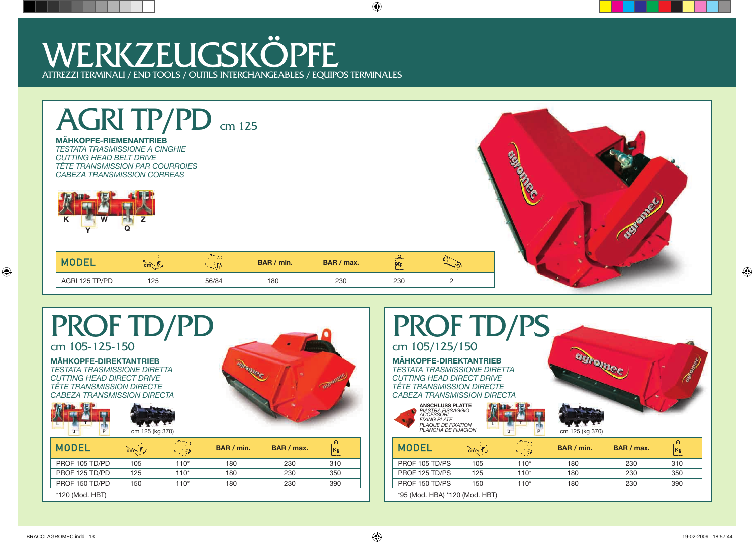# WERKZEUGSKÖPFE

ATTREZZI TERMINALI / END TOOLS / OUTILS INTERCHANGEABLES / EQUIPOS TERMINALES

## AGRI TP/PD cm 125

**MÄHKOPFE-RIEMENANTRIEB**
*TESTATA TRASMISSIONE A CINGHIE*
*CUTTING HEAD BELT DRIVE*
*TÊTE TRANSMISSION PAR COURROIES*
*CABEZA TRANSMISSION CORREAS*

K W Z Y Q

| MODEL | cm | | BAR / min. | BAR / max. | Kg | |
|---|---|---|---|---|---|---|
| AGRI 125 TP/PD | 125 | 56/84 | 180 | 230 | 230 | 2 |

## PROF TD/PD

cm 105-125-150

**MÄHKOPFE-DIREKTANTRIEB**
*TESTATA TRASMISSIONE DIRETTA*
*CUTTING HEAD DIRECT DRIVE*
*TÊTE TRANSMISSION DIRECTE*
*CABEZA TRANSMISSION DIRECTA*

L J T P

cm 125 (kg 370)

| MODEL | cm | | BAR / min. | BAR / max. | Kg |
|---|---|---|---|---|---|
| PROF 105 TD/PD | 105 | 110* | 180 | 230 | 310 |
| PROF 125 TD/PD | 125 | 110* | 180 | 230 | 350 |
| PROF 150 TD/PD | 150 | 110* | 180 | 230 | 390 |

*120 (Mod. HBT)

## PROF TD/PS

cm 105/125/150

**MÄHKOPFE-DIREKTANTRIEB**
*TESTATA TRASMISSIONE DIRETTA*
*CUTTING HEAD DIRECT DRIVE*
*TÊTE TRANSMISSION DIRECTE*
*CABEZA TRANSMISSION DIRECTA*

**ANSCHLUSS PLATTE**
*PIASTRA FISSAGGIO ACCESSORI*
*FIXING PLATE*
*PLAQUE DE FIXATION*
*PLANCHA DE FIJACION*

L J T P

cm 125 (kg 370)

| MODEL | cm | | BAR / min. | BAR / max. | Kg |
|---|---|---|---|---|---|
| PROF 105 TD/PS | 105 | 110* | 180 | 230 | 310 |
| PROF 125 TD/PS | 125 | 110* | 180 | 230 | 350 |
| PROF 150 TD/PS | 150 | 110* | 180 | 230 | 390 |

*95 (Mod. HBA) *120 (Mod. HBT)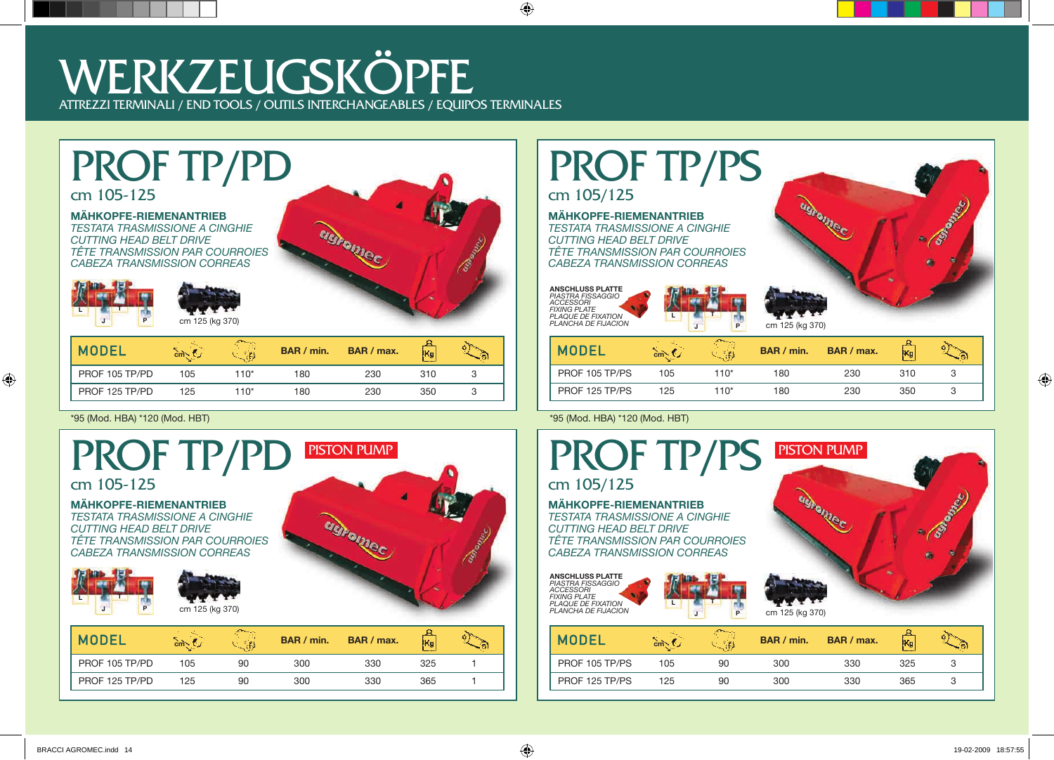# WERKZEUGSKÖPFE

ATTREZZI TERMINALI / END TOOLS / OUTILS INTERCHANGEABLES / EQUIPOS TERMINALES

## PROF TP/PD

cm 105-125

**MÄHKOPFE-RIEMENANTRIEB**
*TESTATA TRASMISSIONE A CINGHIE*
*CUTTING HEAD BELT DRIVE*
*TÊTE TRANSMISSION PAR COURROIES*
*CABEZA TRANSMISSION CORREAS*

cm 125 (kg 370)

| MODEL | cm | | BAR / min. | BAR / max. | Kg | |
|---|---|---|---|---|---|---|
| PROF 105 TP/PD | 105 | 110* | 180 | 230 | 310 | 3 |
| PROF 125 TP/PD | 125 | 110* | 180 | 230 | 350 | 3 |

*95 (Mod. HBA) *120 (Mod. HBT)

## PROF TP/PS

cm 105/125

**MÄHKOPFE-RIEMENANTRIEB**
*TESTATA TRASMISSIONE A CINGHIE*
*CUTTING HEAD BELT DRIVE*
*TÊTE TRANSMISSION PAR COURROIES*
*CABEZA TRANSMISSION CORREAS*

**ANSCHLUSS PLATTE**
*PIASTRA FISSAGGIO ACCESSORI*
*FIXING PLATE*
*PLAQUE DE FIXATION*
*PLANCHA DE FIJACION*

cm 125 (kg 370)

| MODEL | cm | | BAR / min. | BAR / max. | Kg | |
|---|---|---|---|---|---|---|
| PROF 105 TP/PS | 105 | 110* | 180 | 230 | 310 | 3 |
| PROF 125 TP/PS | 125 | 110* | 180 | 230 | 350 | 3 |

*95 (Mod. HBA) *120 (Mod. HBT)

## PROF TP/PD PISTON PUMP

cm 105-125

**MÄHKOPFE-RIEMENANTRIEB**
*TESTATA TRASMISSIONE A CINGHIE*
*CUTTING HEAD BELT DRIVE*
*TÊTE TRANSMISSION PAR COURROIES*
*CABEZA TRANSMISSION CORREAS*

cm 125 (kg 370)

| MODEL | cm | | BAR / min. | BAR / max. | Kg | |
|---|---|---|---|---|---|---|
| PROF 105 TP/PD | 105 | 90 | 300 | 330 | 325 | 1 |
| PROF 125 TP/PD | 125 | 90 | 300 | 330 | 365 | 1 |

## PROF TP/PS PISTON PUMP

cm 105/125

**MÄHKOPFE-RIEMENANTRIEB**
*TESTATA TRASMISSIONE A CINGHIE*
*CUTTING HEAD BELT DRIVE*
*TÊTE TRANSMISSION PAR COURROIES*
*CABEZA TRANSMISSION CORREAS*

**ANSCHLUSS PLATTE**
*PIASTRA FISSAGGIO ACCESSORI*
*FIXING PLATE*
*PLAQUE DE FIXATION*
*PLANCHA DE FIJACION*

cm 125 (kg 370)

| MODEL | cm | | BAR / min. | BAR / max. | Kg | |
|---|---|---|---|---|---|---|
| PROF 105 TP/PS | 105 | 90 | 300 | 330 | 325 | 3 |
| PROF 125 TP/PS | 125 | 90 | 300 | 330 | 365 | 3 |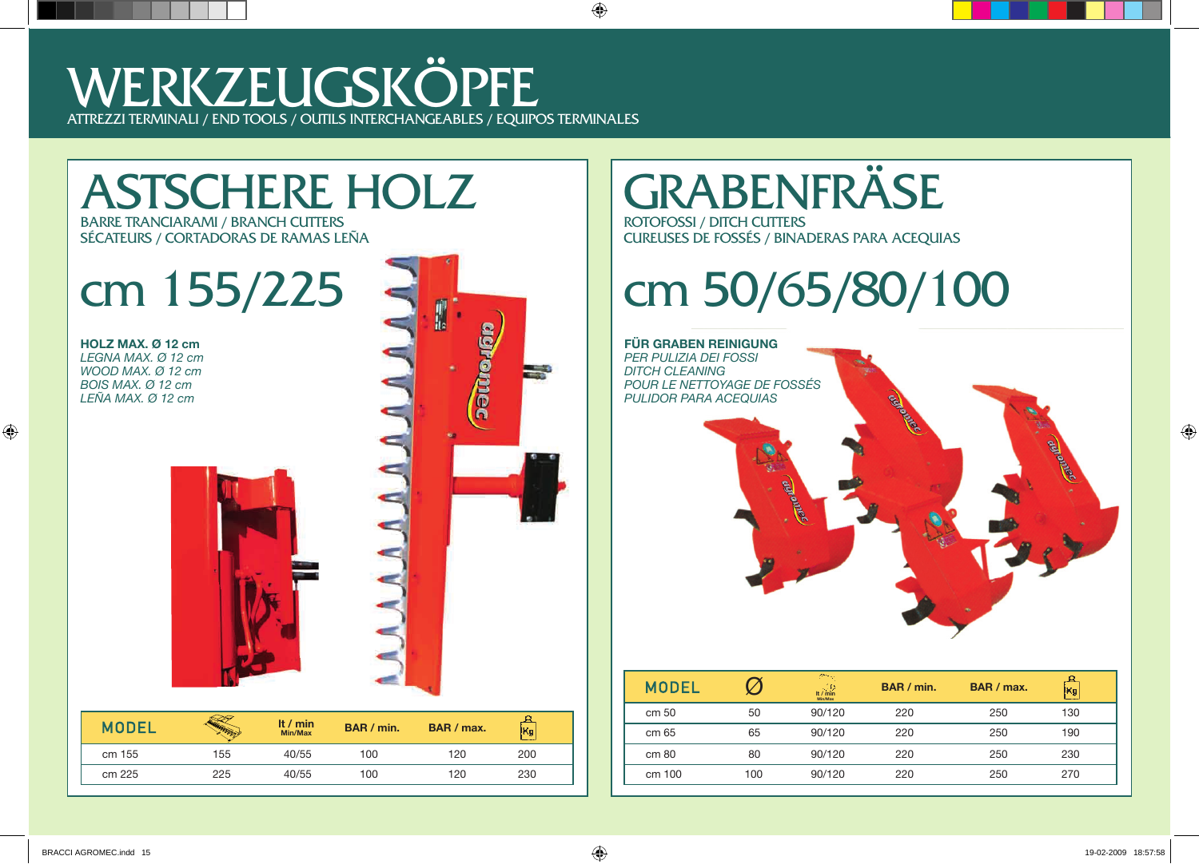# WERKZEUGSKÖPFE

ATTREZZI TERMINALI / END TOOLS / OUTILS INTERCHANGEABLES / EQUIPOS TERMINALES

## ASTSCHERE HOLZ

BARRE TRANCIARAMI / BRANCH CUTTERS
SÉCATEURS / CORTADORAS DE RAMAS LEÑA

### cm 155/225

**HOLZ MAX. Ø 12 cm**
*LEGNA MAX. Ø 12 cm*
*WOOD MAX. Ø 12 cm*
*BOIS MAX. Ø 12 cm*
*LEÑA MAX. Ø 12 cm*

| MODEL | | lt / min Min/Max | BAR / min. | BAR / max. | Kg |
|---|---|---|---|---|---|
| cm 155 | 155 | 40/55 | 100 | 120 | 200 |
| cm 225 | 225 | 40/55 | 100 | 120 | 230 |

## GRABENFRÄSE

ROTOFOSSI / DITCH CUTTERS
CUREUSES DE FOSSÉS / BINADERAS PARA ACEQUIAS

### cm 50/65/80/100

**FÜR GRABEN REINIGUNG**
*PER PULIZIA DEI FOSSI*
*DITCH CLEANING*
*POUR LE NETTOYAGE DE FOSSÉS*
*PULIDOR PARA ACEQUIAS*

| MODEL | Ø | lt / min Min/Max | BAR / min. | BAR / max. | Kg |
|---|---|---|---|---|---|
| cm 50 | 50 | 90/120 | 220 | 250 | 130 |
| cm 65 | 65 | 90/120 | 220 | 250 | 190 |
| cm 80 | 80 | 90/120 | 220 | 250 | 230 |
| cm 100 | 100 | 90/120 | 220 | 250 | 270 |